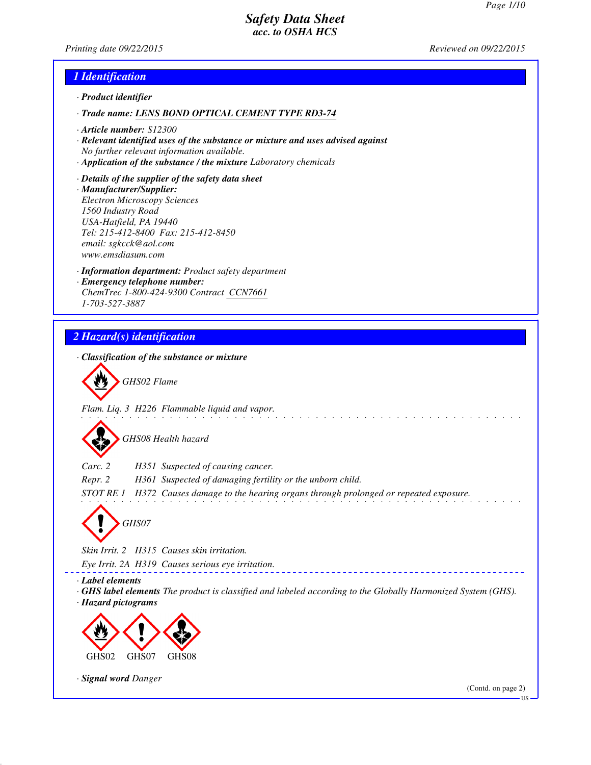# Safety Data Sheet
## acc. to OSHA HCS

Printing date 09/22/2015 Reviewed on 09/22/2015

## 1 Identification

· **Product identifier**

· **Trade name:** LENS BOND OPTICAL CEMENT TYPE RD3-74

· **Article number:** S12300

· **Relevant identified uses of the substance or mixture and uses advised against**
No further relevant information available.

· **Application of the substance / the mixture** Laboratory chemicals

· **Details of the supplier of the safety data sheet**

· **Manufacturer/Supplier:**
Electron Microscopy Sciences
1560 Industry Road
USA-Hatfield, PA 19440
Tel: 215-412-8400 Fax: 215-412-8450
email: sgkcck@aol.com
www.emsdiasum.com

· **Information department:** Product safety department

· **Emergency telephone number:**
ChemTrec 1-800-424-9300 Contract CCN7661
1-703-527-3887

## 2 Hazard(s) identification

· **Classification of the substance or mixture**

GHS02 Flame

Flam. Liq. 3 H226 Flammable liquid and vapor.

GHS08 Health hazard

Carc. 2 H351 Suspected of causing cancer.

Repr. 2 H361 Suspected of damaging fertility or the unborn child.

STOT RE 1 H372 Causes damage to the hearing organs through prolonged or repeated exposure.

GHS07

Skin Irrit. 2 H315 Causes skin irritation.

Eye Irrit. 2A H319 Causes serious eye irritation.

· **Label elements**

· **GHS label elements** The product is classified and labeled according to the Globally Harmonized System (GHS).

· **Hazard pictograms**

GHS02 GHS07 GHS08

· **Signal word** Danger

(Contd. on page 2)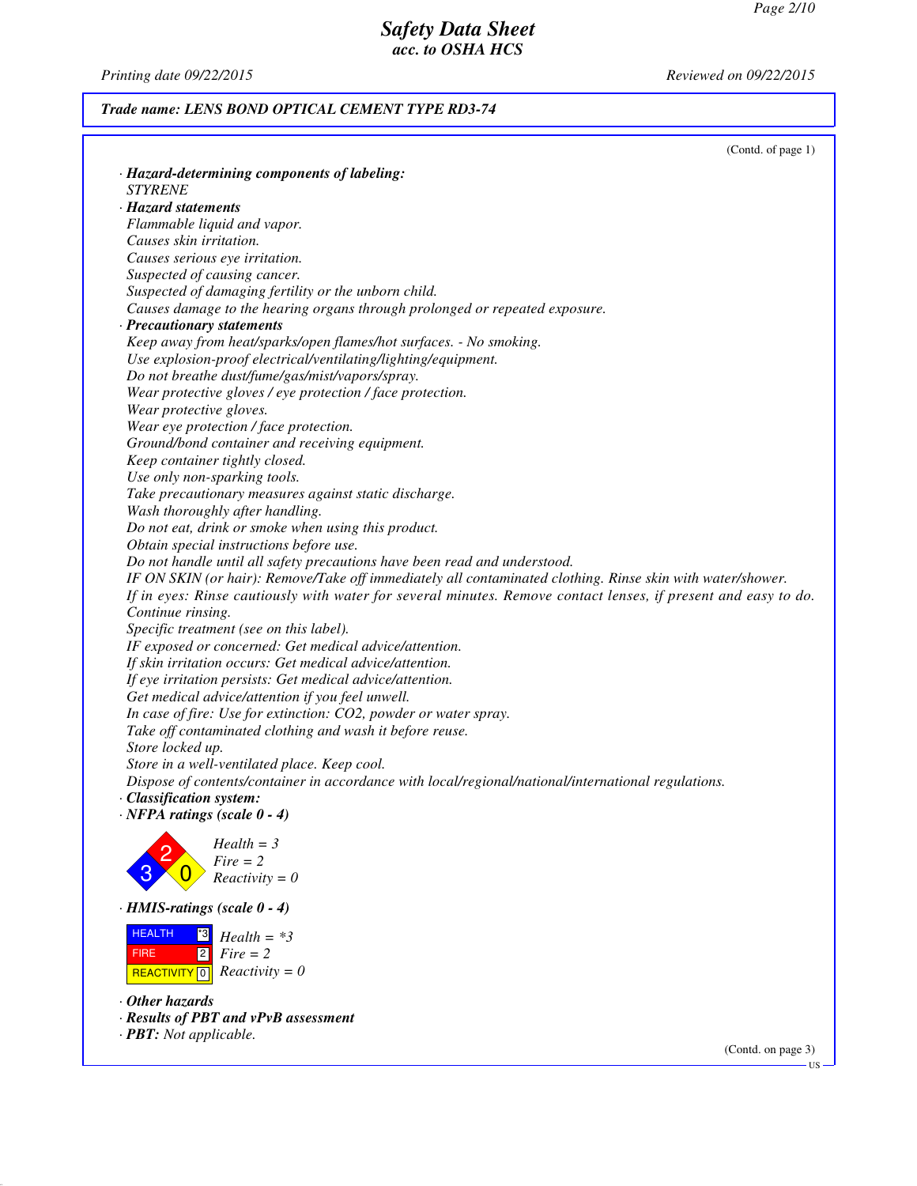## Trade name: LENS BOND OPTICAL CEMENT TYPE RD3-74

(Contd. of page 1)

· **Hazard-determining components of labeling:**
STYRENE

· **Hazard statements**
Flammable liquid and vapor.
Causes skin irritation.
Causes serious eye irritation.
Suspected of causing cancer.
Suspected of damaging fertility or the unborn child.
Causes damage to the hearing organs through prolonged or repeated exposure.

· **Precautionary statements**
Keep away from heat/sparks/open flames/hot surfaces. - No smoking.
Use explosion-proof electrical/ventilating/lighting/equipment.
Do not breathe dust/fume/gas/mist/vapors/spray.
Wear protective gloves / eye protection / face protection.
Wear protective gloves.
Wear eye protection / face protection.
Ground/bond container and receiving equipment.
Keep container tightly closed.
Use only non-sparking tools.
Take precautionary measures against static discharge.
Wash thoroughly after handling.
Do not eat, drink or smoke when using this product.
Obtain special instructions before use.
Do not handle until all safety precautions have been read and understood.
IF ON SKIN (or hair): Remove/Take off immediately all contaminated clothing. Rinse skin with water/shower.
If in eyes: Rinse cautiously with water for several minutes. Remove contact lenses, if present and easy to do. Continue rinsing.
Specific treatment (see on this label).
IF exposed or concerned: Get medical advice/attention.
If skin irritation occurs: Get medical advice/attention.
If eye irritation persists: Get medical advice/attention.
Get medical advice/attention if you feel unwell.
In case of fire: Use for extinction: $CO_2$, powder or water spray.
Take off contaminated clothing and wash it before reuse.
Store locked up.
Store in a well-ventilated place. Keep cool.
Dispose of contents/container in accordance with local/regional/national/international regulations.

· **Classification system:**

· **NFPA ratings (scale 0 - 4)**

Health = 3
Fire = 2
Reactivity = 0

· **HMIS-ratings (scale 0 - 4)**

| | | |
|---|---|---|
| HEALTH | *3 | Health = *3 |
| FIRE | 2 | Fire = 2 |
| REACTIVITY | 0 | Reactivity = 0 |

· **Other hazards**

· **Results of PBT and vPvB assessment**

· **PBT:** Not applicable.

(Contd. on page 3)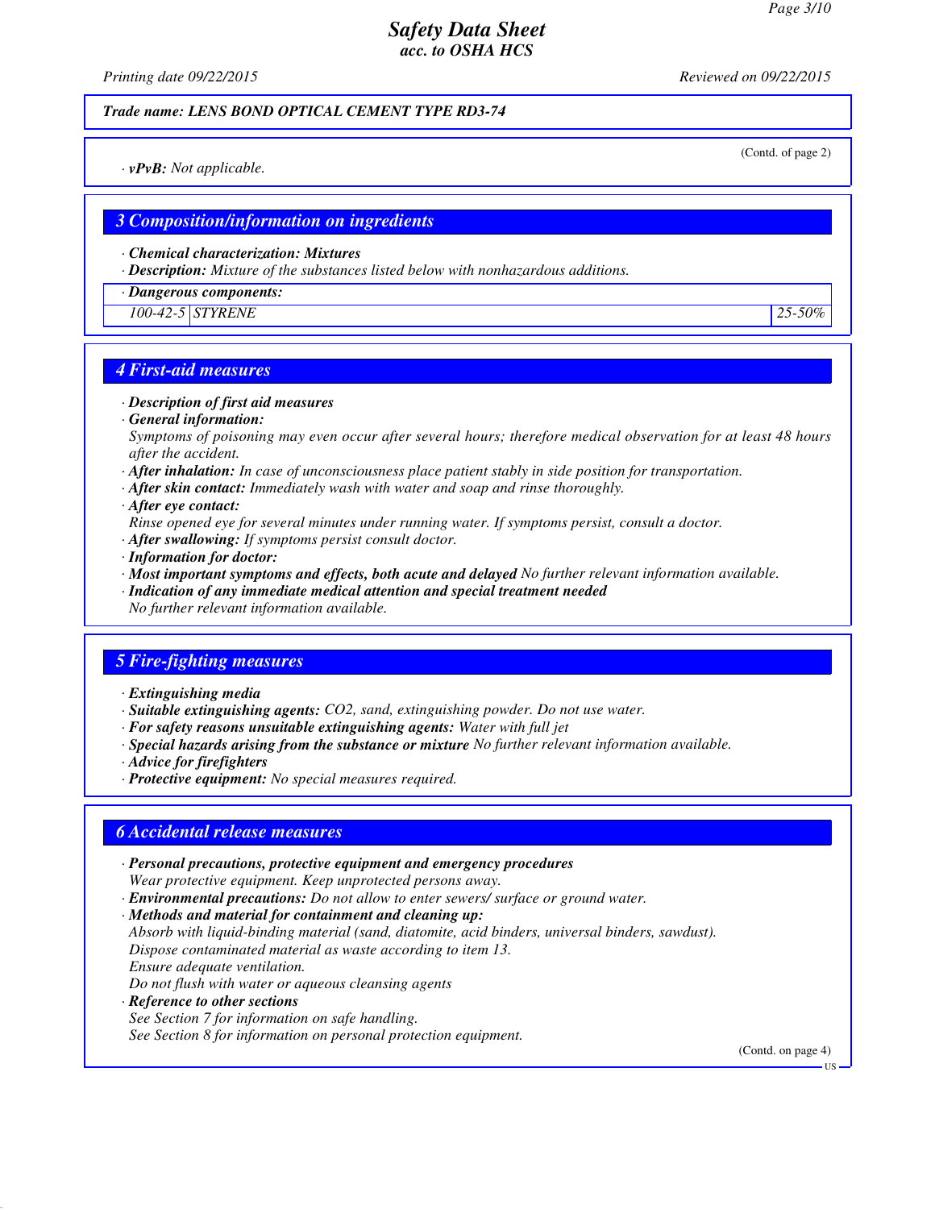*Trade name: LENS BOND OPTICAL CEMENT TYPE RD3-74*

(Contd. of page 2)

· ***vPvB:*** *Not applicable.*

## 3 Composition/information on ingredients

· ***Chemical characterization: Mixtures***
· ***Description:*** *Mixture of the substances listed below with nonhazardous additions.*

| · Dangerous components: | | |
|---|---|---|
| 100-42-5 | STYRENE | 25-50% |

## 4 First-aid measures

· ***Description of first aid measures***
· ***General information:***
*Symptoms of poisoning may even occur after several hours; therefore medical observation for at least 48 hours after the accident.*
· ***After inhalation:*** *In case of unconsciousness place patient stably in side position for transportation.*
· ***After skin contact:*** *Immediately wash with water and soap and rinse thoroughly.*
· ***After eye contact:***
*Rinse opened eye for several minutes under running water. If symptoms persist, consult a doctor.*
· ***After swallowing:*** *If symptoms persist consult doctor.*
· ***Information for doctor:***
· ***Most important symptoms and effects, both acute and delayed*** *No further relevant information available.*
· ***Indication of any immediate medical attention and special treatment needed***
*No further relevant information available.*

## 5 Fire-fighting measures

· ***Extinguishing media***
· ***Suitable extinguishing agents:*** *$CO_2$, sand, extinguishing powder. Do not use water.*
· ***For safety reasons unsuitable extinguishing agents:*** *Water with full jet*
· ***Special hazards arising from the substance or mixture*** *No further relevant information available.*
· ***Advice for firefighters***
· ***Protective equipment:*** *No special measures required.*

## 6 Accidental release measures

· ***Personal precautions, protective equipment and emergency procedures***
*Wear protective equipment. Keep unprotected persons away.*
· ***Environmental precautions:*** *Do not allow to enter sewers/ surface or ground water.*
· ***Methods and material for containment and cleaning up:***
*Absorb with liquid-binding material (sand, diatomite, acid binders, universal binders, sawdust).*
*Dispose contaminated material as waste according to item 13.*
*Ensure adequate ventilation.*
*Do not flush with water or aqueous cleansing agents*
· ***Reference to other sections***
*See Section 7 for information on safe handling.*
*See Section 8 for information on personal protection equipment.*

(Contd. on page 4)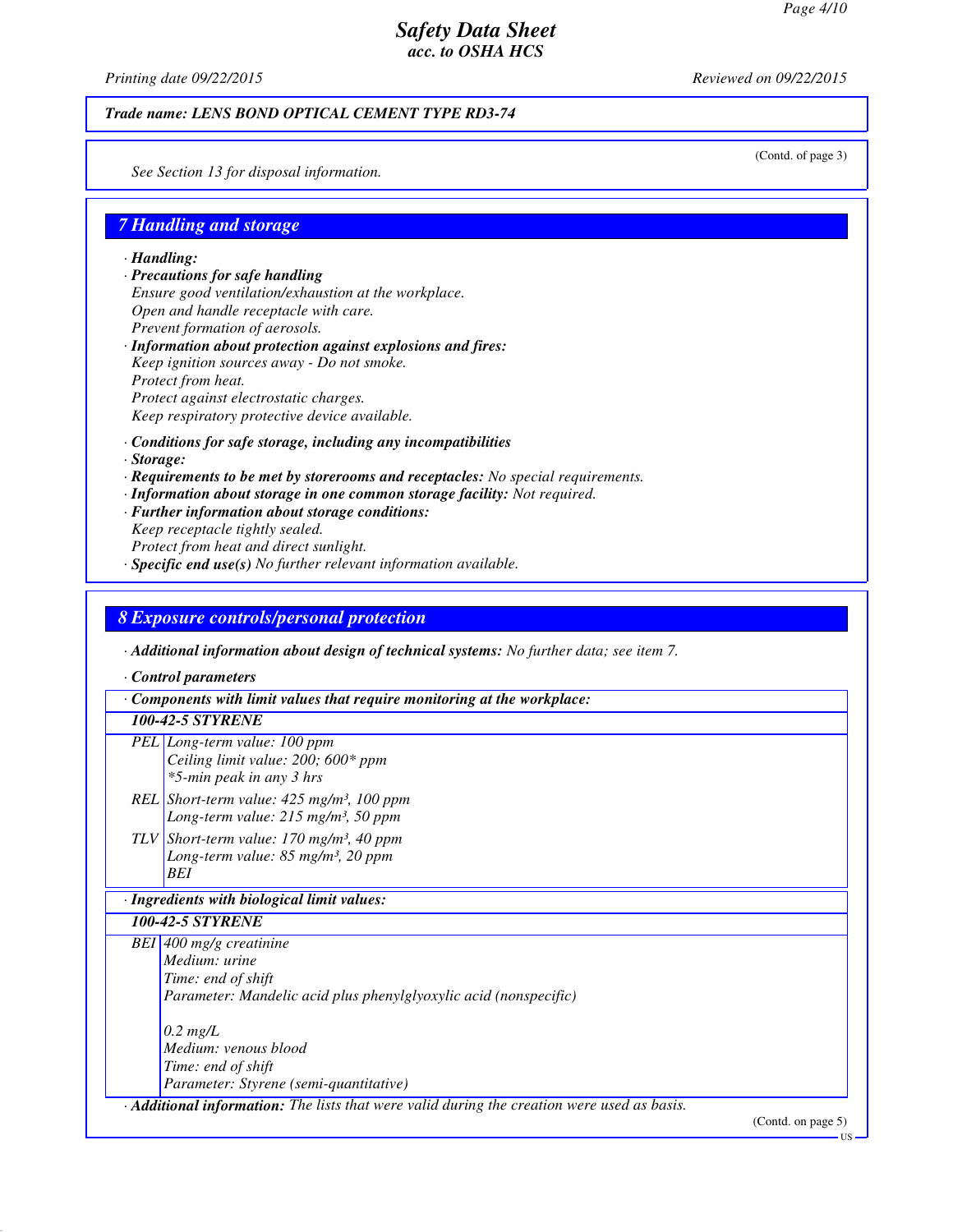Trade name: LENS BOND OPTICAL CEMENT TYPE RD3-74

(Contd. of page 3)

See Section 13 for disposal information.

## 7 Handling and storage

- **Handling:**
- **Precautions for safe handling**
  Ensure good ventilation/exhaustion at the workplace.
  Open and handle receptacle with care.
  Prevent formation of aerosols.
- **Information about protection against explosions and fires:**
  Keep ignition sources away - Do not smoke.
  Protect from heat.
  Protect against electrostatic charges.
  Keep respiratory protective device available.
- **Conditions for safe storage, including any incompatibilities**
- **Storage:**
- **Requirements to be met by storerooms and receptacles:** No special requirements.
- **Information about storage in one common storage facility:** Not required.
- **Further information about storage conditions:**
  Keep receptacle tightly sealed.
  Protect from heat and direct sunlight.
- **Specific end use(s)** No further relevant information available.

## 8 Exposure controls/personal protection

- **Additional information about design of technical systems:** No further data; see item 7.
- **Control parameters**

| · Components with limit values that require monitoring at the workplace: | |
|---|---|
| **100-42-5 STYRENE** | |
| PEL | Long-term value: 100 ppm<br>Ceiling limit value: 200; 600* ppm<br>*5-min peak in any 3 hrs |
| REL | Short-term value: 425 mg/m³, 100 ppm<br>Long-term value: 215 mg/m³, 50 ppm |
| TLV | Short-term value: 170 mg/m³, 40 ppm<br>Long-term value: 85 mg/m³, 20 ppm<br>BEI |

| · Ingredients with biological limit values: | |
|---|---|
| **100-42-5 STYRENE** | |
| BEI | 400 mg/g creatinine<br>Medium: urine<br>Time: end of shift<br>Parameter: Mandelic acid plus phenylglyoxylic acid (nonspecific)<br><br>0.2 mg/L<br>Medium: venous blood<br>Time: end of shift<br>Parameter: Styrene (semi-quantitative) |

- **Additional information:** The lists that were valid during the creation were used as basis.

(Contd. on page 5)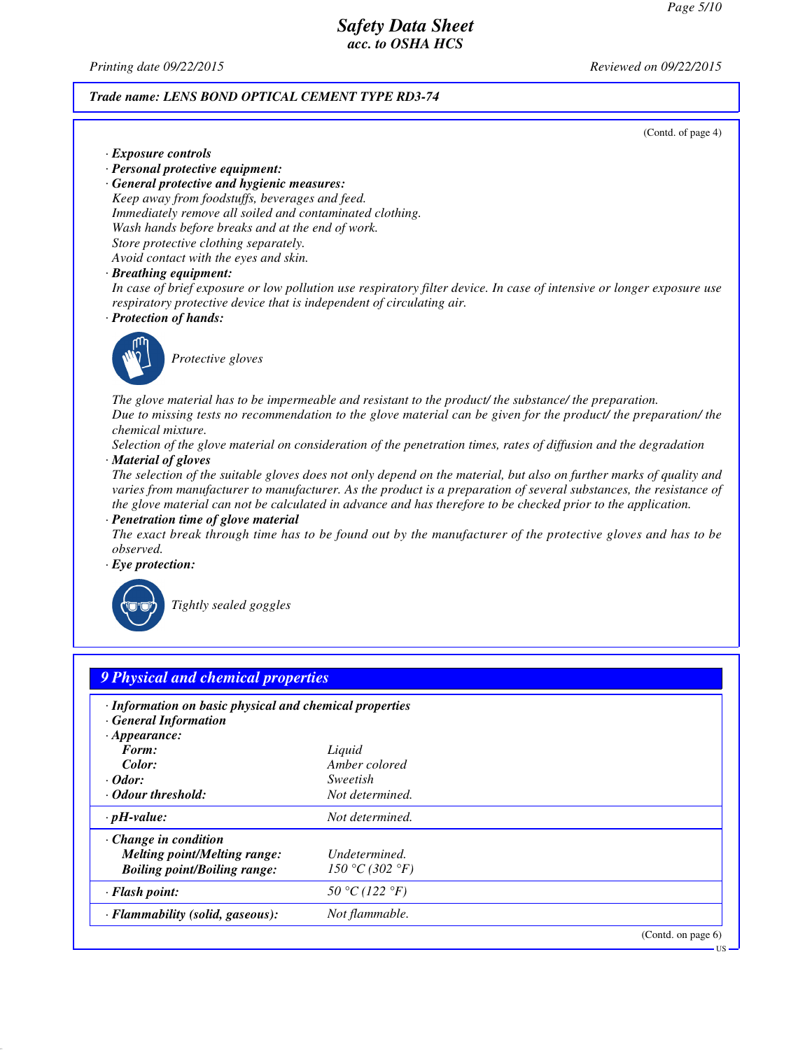**Trade name: LENS BOND OPTICAL CEMENT TYPE RD3-74**

(Contd. of page 4)

· **Exposure controls**
· **Personal protective equipment:**
· **General protective and hygienic measures:**
Keep away from foodstuffs, beverages and feed.
Immediately remove all soiled and contaminated clothing.
Wash hands before breaks and at the end of work.
Store protective clothing separately.
Avoid contact with the eyes and skin.
· **Breathing equipment:**
In case of brief exposure or low pollution use respiratory filter device. In case of intensive or longer exposure use respiratory protective device that is independent of circulating air.
· **Protection of hands:**

Protective gloves

The glove material has to be impermeable and resistant to the product/ the substance/ the preparation.
Due to missing tests no recommendation to the glove material can be given for the product/ the preparation/ the chemical mixture.
Selection of the glove material on consideration of the penetration times, rates of diffusion and the degradation
· **Material of gloves**
The selection of the suitable gloves does not only depend on the material, but also on further marks of quality and varies from manufacturer to manufacturer. As the product is a preparation of several substances, the resistance of the glove material can not be calculated in advance and has therefore to be checked prior to the application.
· **Penetration time of glove material**
The exact break through time has to be found out by the manufacturer of the protective gloves and has to be observed.
· **Eye protection:**

Tightly sealed goggles

## 9 Physical and chemical properties

· **Information on basic physical and chemical properties**
· **General Information**
· **Appearance:**

| | |
|---|---|
| **Form:** | Liquid |
| **Color:** | Amber colored |
| · **Odor:** | Sweetish |
| · **Odour threshold:** | Not determined. |
| · **pH-value:** | Not determined. |
| · **Change in condition** | |
| **Melting point/Melting range:** | Undetermined. |
| **Boiling point/Boiling range:** | 150 °C (302 °F) |
| · **Flash point:** | 50 °C (122 °F) |
| · **Flammability (solid, gaseous):** | Not flammable. |

(Contd. on page 6)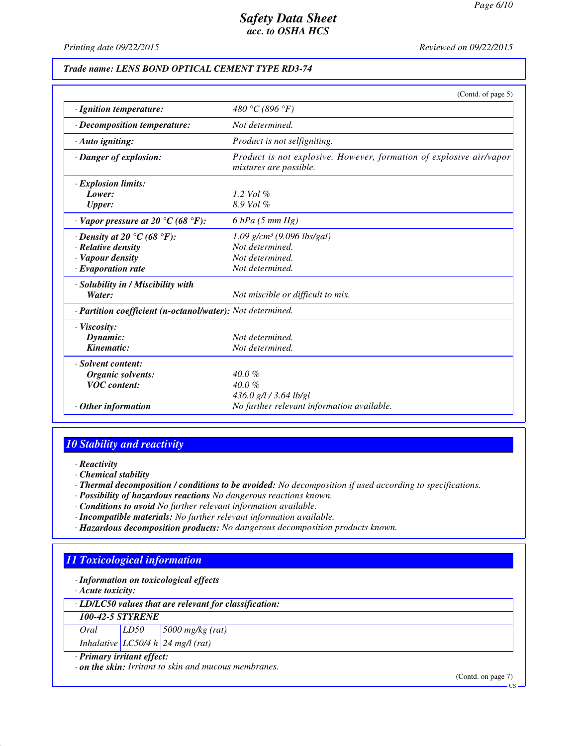**Trade name: LENS BOND OPTICAL CEMENT TYPE RD3-74**

(Contd. of page 5)

| | |
|---|---|
| · **Ignition temperature:** | 480 °C (896 °F) |
| · **Decomposition temperature:** | Not determined. |
| · **Auto igniting:** | Product is not selfigniting. |
| · **Danger of explosion:** | Product is not explosive. However, formation of explosive air/vapor mixtures are possible. |
| · **Explosion limits:** | |
| **Lower:** | 1.2 Vol % |
| **Upper:** | 8.9 Vol % |
| · **Vapor pressure at 20 °C (68 °F):** | 6 hPa (5 mm Hg) |
| · **Density at 20 °C (68 °F):** | 1.09 g/cm³ (9.096 lbs/gal) |
| · **Relative density** | Not determined. |
| · **Vapour density** | Not determined. |
| · **Evaporation rate** | Not determined. |
| · **Solubility in / Miscibility with** | |
| **Water:** | Not miscible or difficult to mix. |
| · **Partition coefficient (n-octanol/water):** | Not determined. |
| · **Viscosity:** | |
| **Dynamic:** | Not determined. |
| **Kinematic:** | Not determined. |
| · **Solvent content:** | |
| **Organic solvents:** | 40.0 % |
| **VOC content:** | 40.0 % |
| | 436.0 g/l / 3.64 lb/gl |
| · **Other information** | No further relevant information available. |

## 10 Stability and reactivity

· **Reactivity**
· **Chemical stability**
· **Thermal decomposition / conditions to be avoided:** No decomposition if used according to specifications.
· **Possibility of hazardous reactions** No dangerous reactions known.
· **Conditions to avoid** No further relevant information available.
· **Incompatible materials:** No further relevant information available.
· **Hazardous decomposition products:** No dangerous decomposition products known.

## 11 Toxicological information

· **Information on toxicological effects**
· **Acute toxicity:**

| · **LD/LC50 values that are relevant for classification:** | | |
|---|---|---|
| **100-42-5 STYRENE** | | |
| Oral | LD50 | 5000 mg/kg (rat) |
| Inhalative | LC50/4 h | 24 mg/l (rat) |

· **Primary irritant effect:**
· **on the skin:** Irritant to skin and mucous membranes.

(Contd. on page 7)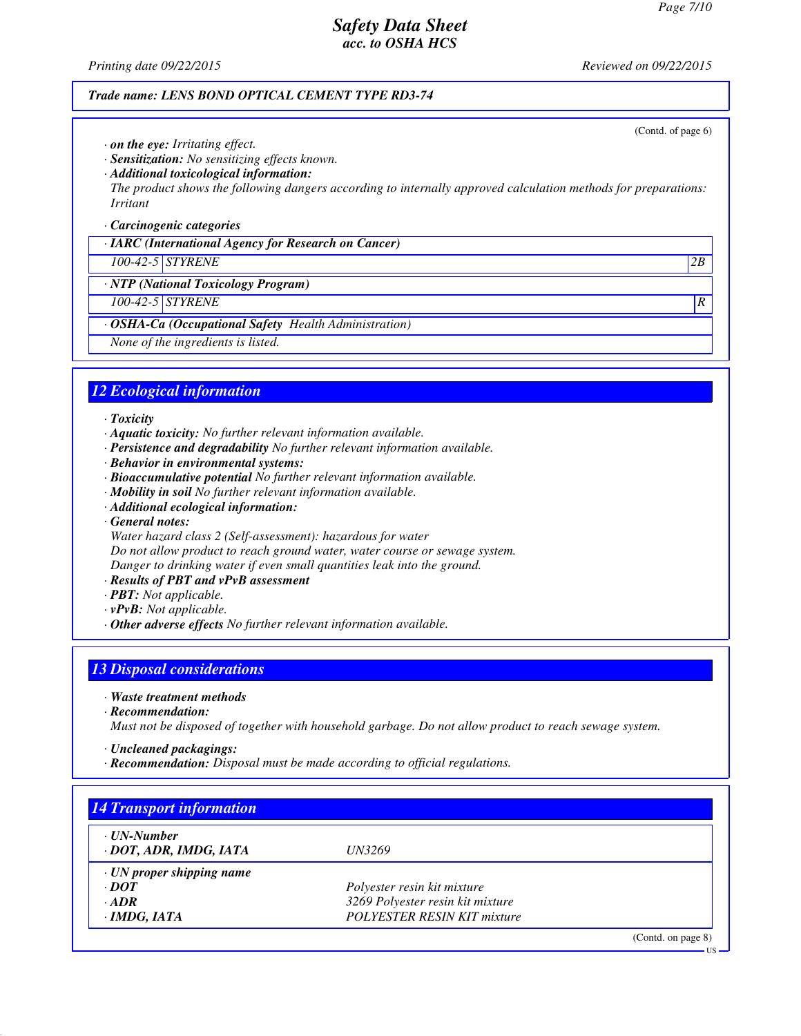Trade name: LENS BOND OPTICAL CEMENT TYPE RD3-74

(Contd. of page 6)

· **on the eye:** *Irritating effect.*
· **Sensitization:** *No sensitizing effects known.*
· **Additional toxicological information:**
*The product shows the following dangers according to internally approved calculation methods for preparations:*
*Irritant*

· **Carcinogenic categories**

| · IARC (International Agency for Research on Cancer) | | |
|---|---|---|
| 100-42-5 | STYRENE | 2B |
| **· NTP (National Toxicology Program)** | | |
| 100-42-5 | STYRENE | R |
| **· OSHA-Ca (Occupational Safety Health Administration)** | | |
| None of the ingredients is listed. | | |

## 12 Ecological information

· **Toxicity**
· **Aquatic toxicity:** *No further relevant information available.*
· **Persistence and degradability** *No further relevant information available.*
· **Behavior in environmental systems:**
· **Bioaccumulative potential** *No further relevant information available.*
· **Mobility in soil** *No further relevant information available.*
· **Additional ecological information:**
· **General notes:**
*Water hazard class 2 (Self-assessment): hazardous for water*
*Do not allow product to reach ground water, water course or sewage system.*
*Danger to drinking water if even small quantities leak into the ground.*
· **Results of PBT and vPvB assessment**
· **PBT:** *Not applicable.*
· **vPvB:** *Not applicable.*
· **Other adverse effects** *No further relevant information available.*

## 13 Disposal considerations

· **Waste treatment methods**
· **Recommendation:**
*Must not be disposed of together with household garbage. Do not allow product to reach sewage system.*

· **Uncleaned packagings:**
· **Recommendation:** *Disposal must be made according to official regulations.*

## 14 Transport information

| · UN-Number | |
|---|---|
| · DOT, ADR, IMDG, IATA | UN3269 |
| **· UN proper shipping name** | |
| **· DOT** | Polyester resin kit mixture |
| **· ADR** | 3269 Polyester resin kit mixture |
| **· IMDG, IATA** | POLYESTER RESIN KIT mixture |

(Contd. on page 8)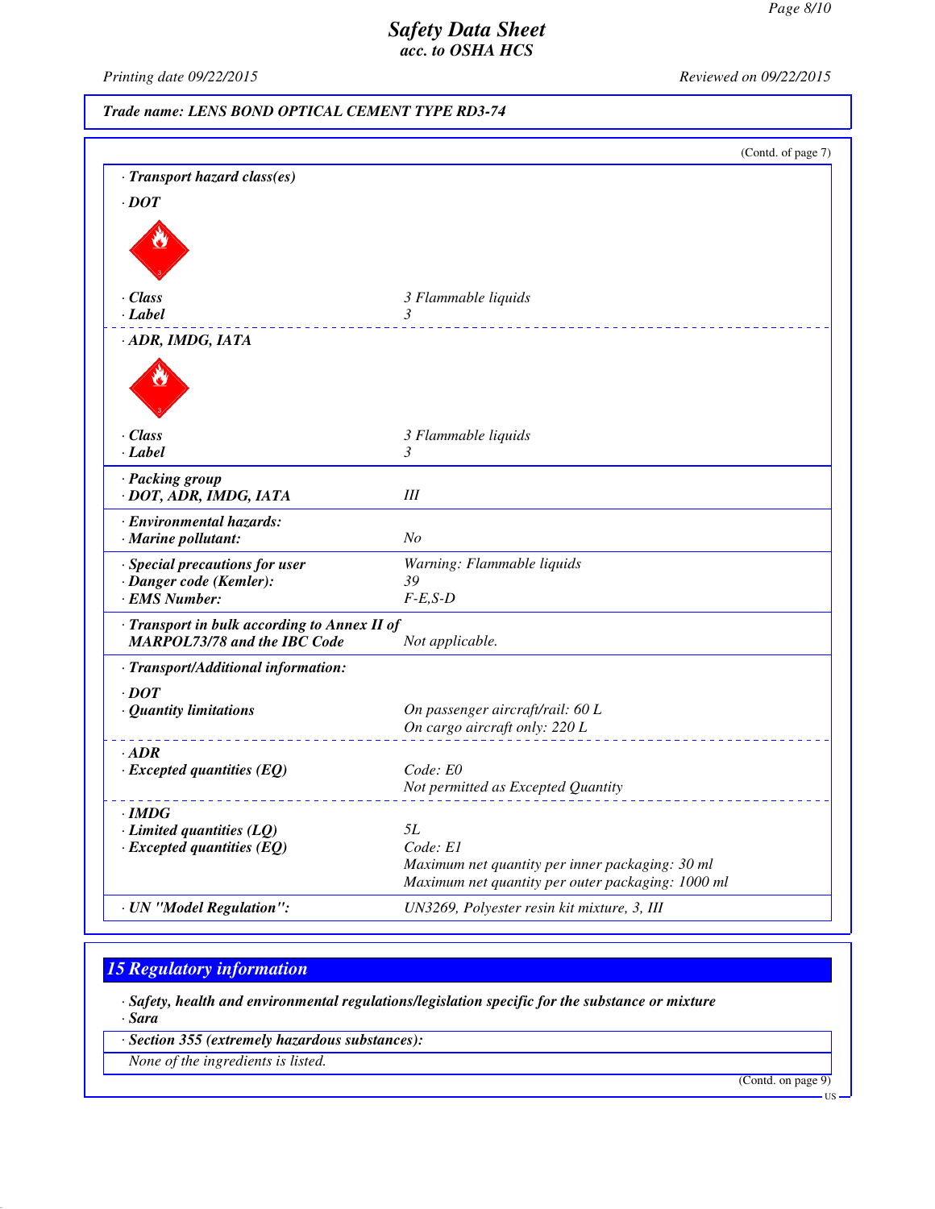**Trade name: LENS BOND OPTICAL CEMENT TYPE RD3-74**

(Contd. of page 7)

· **Transport hazard class(es)**

· **DOT**

| | |
|---|---|
| · **Class** | 3 Flammable liquids |
| · **Label** | 3 |

· **ADR, IMDG, IATA**

| | |
|---|---|
| · **Class** | 3 Flammable liquids |
| · **Label** | 3 |

| | |
|---|---|
| · **Packing group** | |
| · **DOT, ADR, IMDG, IATA** | III |
| · **Environmental hazards:** | |
| · **Marine pollutant:** | No |
| · **Special precautions for user** | Warning: Flammable liquids |
| · **Danger code (Kemler):** | 39 |
| · **EMS Number:** | F-E,S-D |
| · **Transport in bulk according to Annex II of MARPOL73/78 and the IBC Code** | Not applicable. |

· **Transport/Additional information:**

| | |
|---|---|
| · **DOT** | |
| · **Quantity limitations** | On passenger aircraft/rail: 60 L<br>On cargo aircraft only: 220 L |
| · **ADR** | |
| · **Excepted quantities (EQ)** | Code: E0<br>Not permitted as Excepted Quantity |
| · **IMDG** | |
| · **Limited quantities (LQ)** | 5L |
| · **Excepted quantities (EQ)** | Code: E1<br>Maximum net quantity per inner packaging: 30 ml<br>Maximum net quantity per outer packaging: 1000 ml |
| · **UN "Model Regulation":** | UN3269, Polyester resin kit mixture, 3, III |

## 15 Regulatory information

· **Safety, health and environmental regulations/legislation specific for the substance or mixture**
· **Sara**

· **Section 355 (extremely hazardous substances):**

None of the ingredients is listed.

(Contd. on page 9)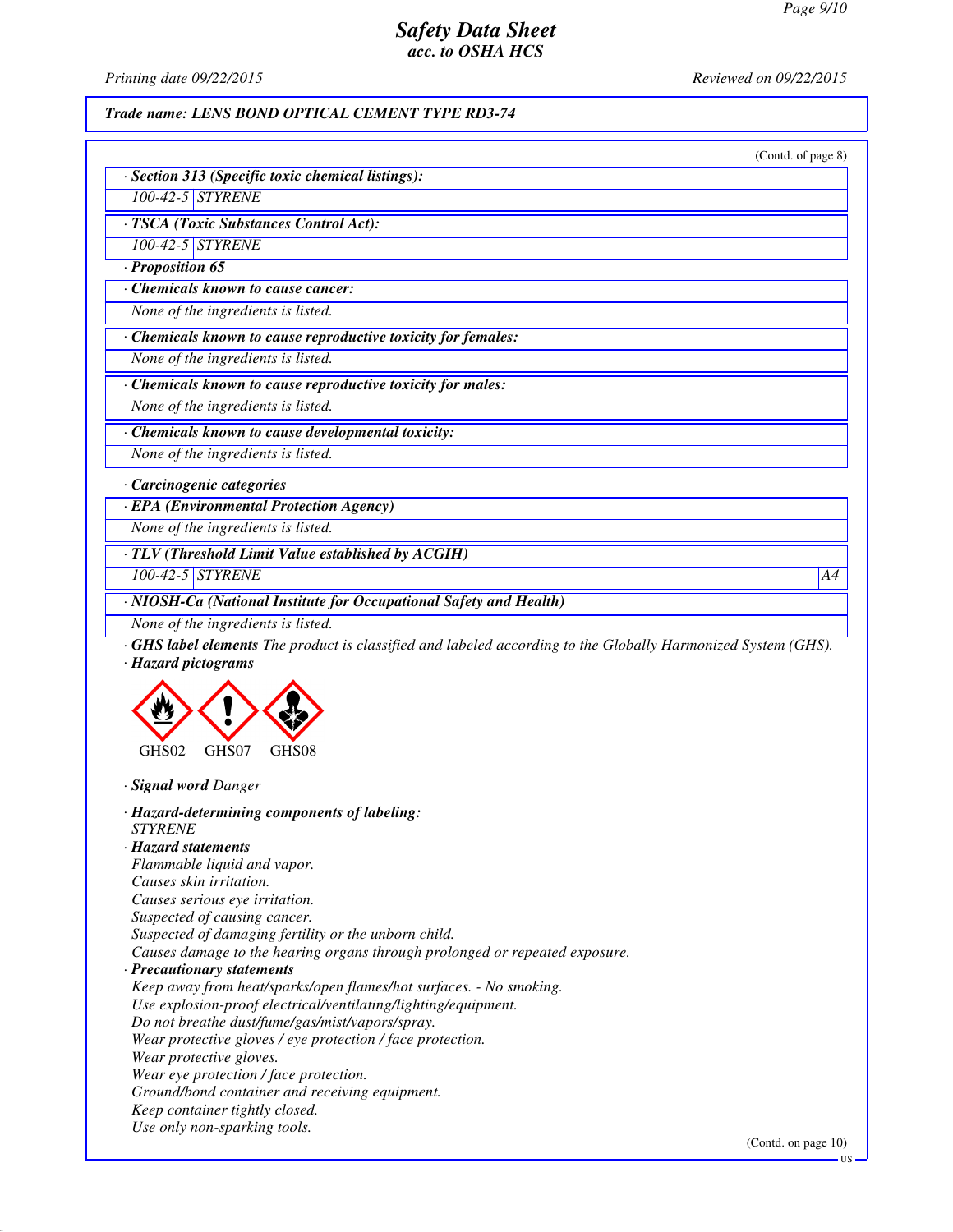*Trade name: LENS BOND OPTICAL CEMENT TYPE RD3-74*

(Contd. of page 8)

· **Section 313 (Specific toxic chemical listings):**

| | |
|---|---|
| 100-42-5 | STYRENE |

· **TSCA (Toxic Substances Control Act):**

| | |
|---|---|
| 100-42-5 | STYRENE |

· **Proposition 65**

· **Chemicals known to cause cancer:**

None of the ingredients is listed.

· **Chemicals known to cause reproductive toxicity for females:**

None of the ingredients is listed.

· **Chemicals known to cause reproductive toxicity for males:**

None of the ingredients is listed.

· **Chemicals known to cause developmental toxicity:**

None of the ingredients is listed.

· **Carcinogenic categories**

· **EPA (Environmental Protection Agency)**

None of the ingredients is listed.

· **TLV (Threshold Limit Value established by ACGIH)**

| | | |
|---|---|---|
| 100-42-5 | STYRENE | A4 |

· **NIOSH-Ca (National Institute for Occupational Safety and Health)**

None of the ingredients is listed.

· **GHS label elements** The product is classified and labeled according to the Globally Harmonized System (GHS).

· **Hazard pictograms**

GHS02 GHS07 GHS08

· **Signal word** Danger

· **Hazard-determining components of labeling:**
STYRENE

· **Hazard statements**
Flammable liquid and vapor.
Causes skin irritation.
Causes serious eye irritation.
Suspected of causing cancer.
Suspected of damaging fertility or the unborn child.
Causes damage to the hearing organs through prolonged or repeated exposure.

· **Precautionary statements**
Keep away from heat/sparks/open flames/hot surfaces. - No smoking.
Use explosion-proof electrical/ventilating/lighting/equipment.
Do not breathe dust/fume/gas/mist/vapors/spray.
Wear protective gloves / eye protection / face protection.
Wear protective gloves.
Wear eye protection / face protection.
Ground/bond container and receiving equipment.
Keep container tightly closed.
Use only non-sparking tools.

(Contd. on page 10)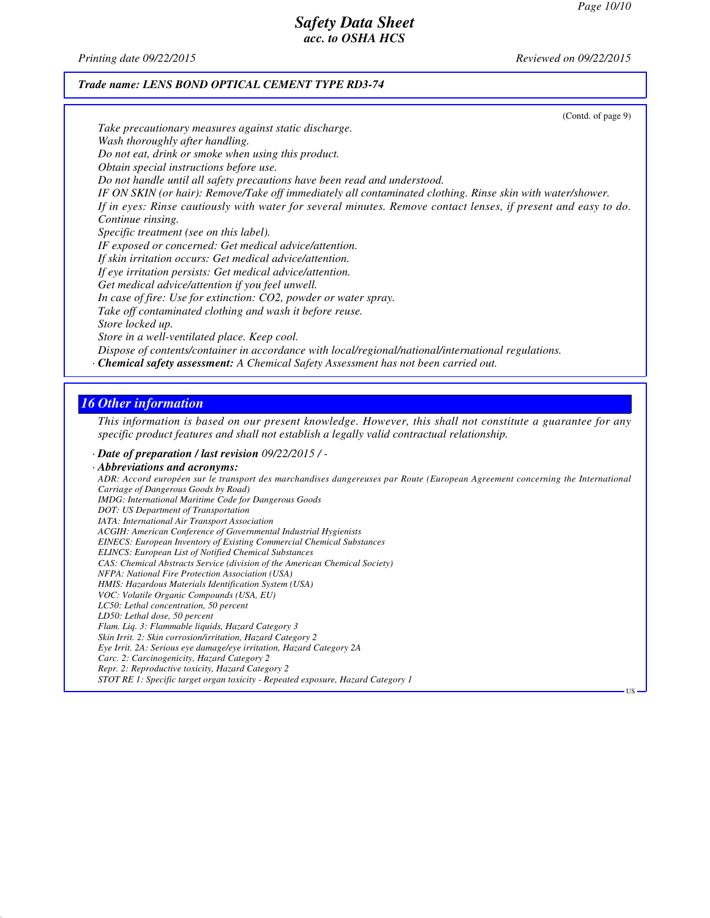*Trade name: LENS BOND OPTICAL CEMENT TYPE RD3-74*

(Contd. of page 9)

*Take precautionary measures against static discharge.*
*Wash thoroughly after handling.*
*Do not eat, drink or smoke when using this product.*
*Obtain special instructions before use.*
*Do not handle until all safety precautions have been read and understood.*
*IF ON SKIN (or hair): Remove/Take off immediately all contaminated clothing. Rinse skin with water/shower.*
*If in eyes: Rinse cautiously with water for several minutes. Remove contact lenses, if present and easy to do. Continue rinsing.*
*Specific treatment (see on this label).*
*IF exposed or concerned: Get medical advice/attention.*
*If skin irritation occurs: Get medical advice/attention.*
*If eye irritation persists: Get medical advice/attention.*
*Get medical advice/attention if you feel unwell.*
*In case of fire: Use for extinction: CO2, powder or water spray.*
*Take off contaminated clothing and wash it before reuse.*
*Store locked up.*
*Store in a well-ventilated place. Keep cool.*
*Dispose of contents/container in accordance with local/regional/national/international regulations.*

· ***Chemical safety assessment:*** *A Chemical Safety Assessment has not been carried out.*

## 16 Other information

*This information is based on our present knowledge. However, this shall not constitute a guarantee for any specific product features and shall not establish a legally valid contractual relationship.*

· ***Date of preparation / last revision*** *09/22/2015 / -*

· ***Abbreviations and acronyms:***

*ADR: Accord européen sur le transport des marchandises dangereuses par Route (European Agreement concerning the International Carriage of Dangerous Goods by Road)*
*IMDG: International Maritime Code for Dangerous Goods*
*DOT: US Department of Transportation*
*IATA: International Air Transport Association*
*ACGIH: American Conference of Governmental Industrial Hygienists*
*EINECS: European Inventory of Existing Commercial Chemical Substances*
*ELINCS: European List of Notified Chemical Substances*
*CAS: Chemical Abstracts Service (division of the American Chemical Society)*
*NFPA: National Fire Protection Association (USA)*
*HMIS: Hazardous Materials Identification System (USA)*
*VOC: Volatile Organic Compounds (USA, EU)*
*LC50: Lethal concentration, 50 percent*
*LD50: Lethal dose, 50 percent*
*Flam. Liq. 3: Flammable liquids, Hazard Category 3*
*Skin Irrit. 2: Skin corrosion/irritation, Hazard Category 2*
*Eye Irrit. 2A: Serious eye damage/eye irritation, Hazard Category 2A*
*Carc. 2: Carcinogenicity, Hazard Category 2*
*Repr. 2: Reproductive toxicity, Hazard Category 2*
*STOT RE 1: Specific target organ toxicity - Repeated exposure, Hazard Category 1*